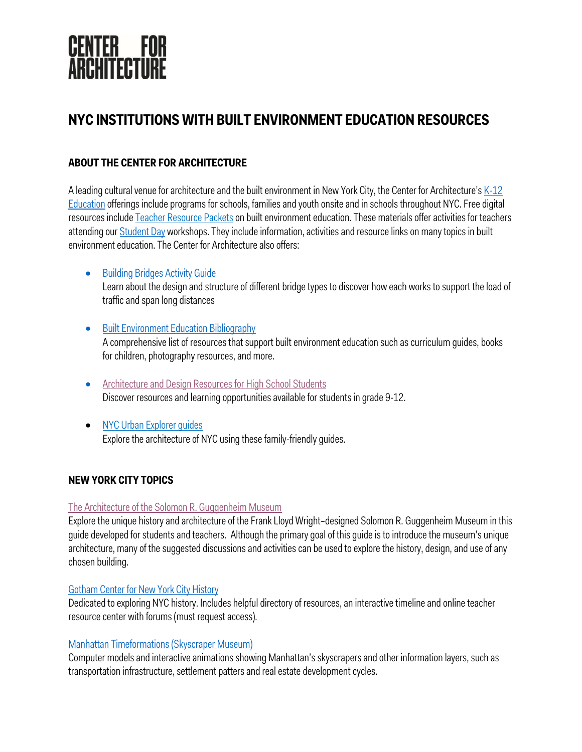# CENTER FOR ARCHITECTURE

## NYC INSTITUTIONS WITH BUILT ENVIRONMENT EDUCATION RESOURCES

### ABOUT THE CENTER FOR ARCHITECTURE

A leading cultural venue for architecture and the built environment in New York City, the Center for Architecture's K-12 Education offerings include programs for schools, families and youth onsite and in schools throughout NYC. Free digital resources include Teacher Resource Packets on built environment education. These materials offer activities for teachers attending our Student Day workshops. They include information, activities and resource links on many topics in built environment education. The Center for Architecture also offers:

- Building Bridges Activity Guide
  Learn about the design and structure of different bridge types to discover how each works to support the load of traffic and span long distances

- Built Environment Education Bibliography
  A comprehensive list of resources that support built environment education such as curriculum guides, books for children, photography resources, and more.

- Architecture and Design Resources for High School Students
  Discover resources and learning opportunities available for students in grade 9-12.

- NYC Urban Explorer guides
  Explore the architecture of NYC using these family-friendly guides.

### NEW YORK CITY TOPICS

The Architecture of the Solomon R. Guggenheim Museum
Explore the unique history and architecture of the Frank Lloyd Wright-designed Solomon R. Guggenheim Museum in this guide developed for students and teachers. Although the primary goal of this guide is to introduce the museum's unique architecture, many of the suggested discussions and activities can be used to explore the history, design, and use of any chosen building.

Gotham Center for New York City History
Dedicated to exploring NYC history. Includes helpful directory of resources, an interactive timeline and online teacher resource center with forums (must request access).

Manhattan Timeformations (Skyscraper Museum)
Computer models and interactive animations showing Manhattan's skyscrapers and other information layers, such as transportation infrastructure, settlement patterns and real estate development cycles.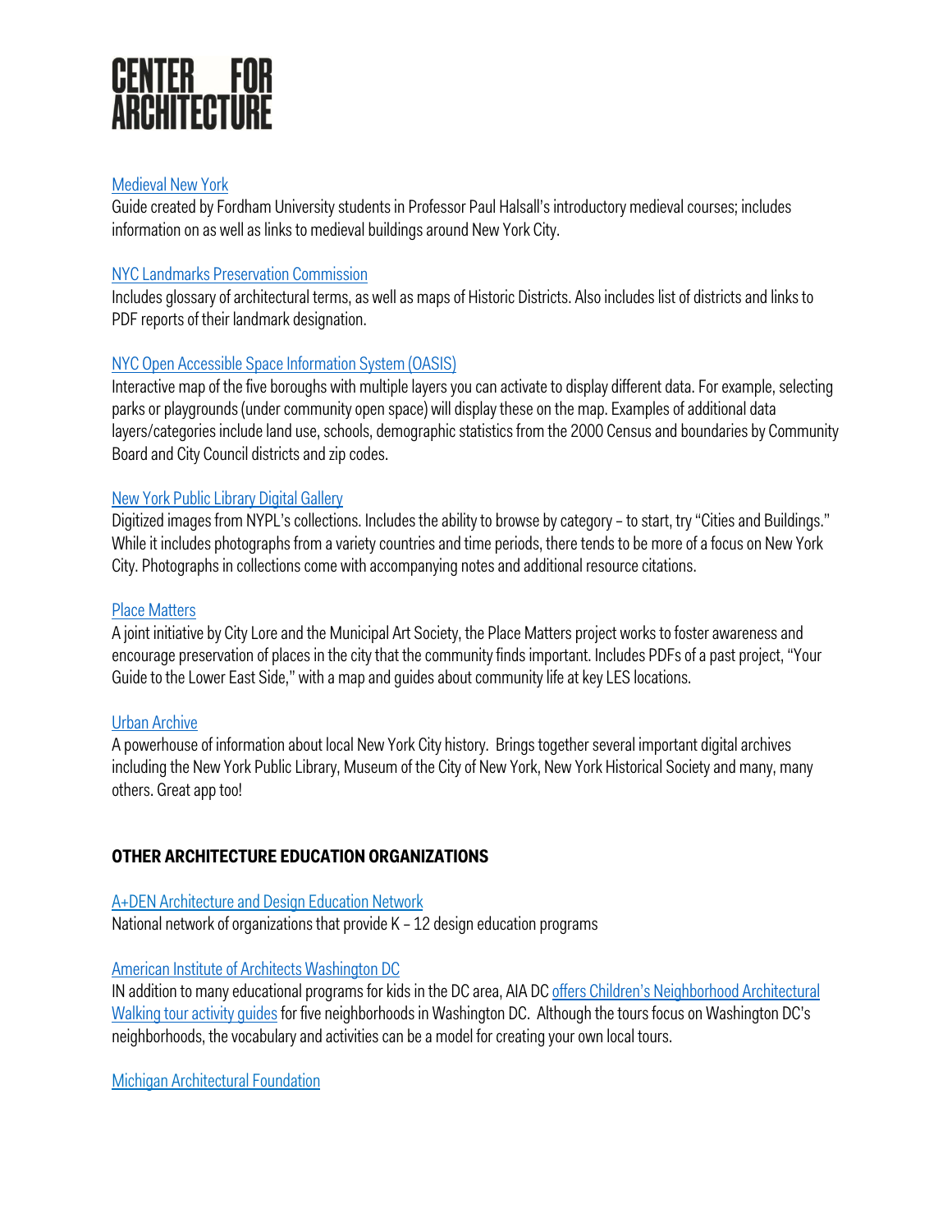Medieval New York
Guide created by Fordham University students in Professor Paul Halsall's introductory medieval courses; includes information on as well as links to medieval buildings around New York City.

NYC Landmarks Preservation Commission
Includes glossary of architectural terms, as well as maps of Historic Districts. Also includes list of districts and links to PDF reports of their landmark designation.

NYC Open Accessible Space Information System (OASIS)
Interactive map of the five boroughs with multiple layers you can activate to display different data. For example, selecting parks or playgrounds (under community open space) will display these on the map. Examples of additional data layers/categories include land use, schools, demographic statistics from the 2000 Census and boundaries by Community Board and City Council districts and zip codes.

New York Public Library Digital Gallery
Digitized images from NYPL's collections. Includes the ability to browse by category – to start, try "Cities and Buildings." While it includes photographs from a variety countries and time periods, there tends to be more of a focus on New York City. Photographs in collections come with accompanying notes and additional resource citations.

Place Matters
A joint initiative by City Lore and the Municipal Art Society, the Place Matters project works to foster awareness and encourage preservation of places in the city that the community finds important. Includes PDFs of a past project, "Your Guide to the Lower East Side," with a map and guides about community life at key LES locations.

Urban Archive
A powerhouse of information about local New York City history. Brings together several important digital archives including the New York Public Library, Museum of the City of New York, New York Historical Society and many, many others. Great app too!

## OTHER ARCHITECTURE EDUCATION ORGANIZATIONS

A+DEN Architecture and Design Education Network
National network of organizations that provide K – 12 design education programs

American Institute of Architects Washington DC
IN addition to many educational programs for kids in the DC area, AIA DC offers Children's Neighborhood Architectural Walking tour activity guides for five neighborhoods in Washington DC. Although the tours focus on Washington DC's neighborhoods, the vocabulary and activities can be a model for creating your own local tours.

Michigan Architectural Foundation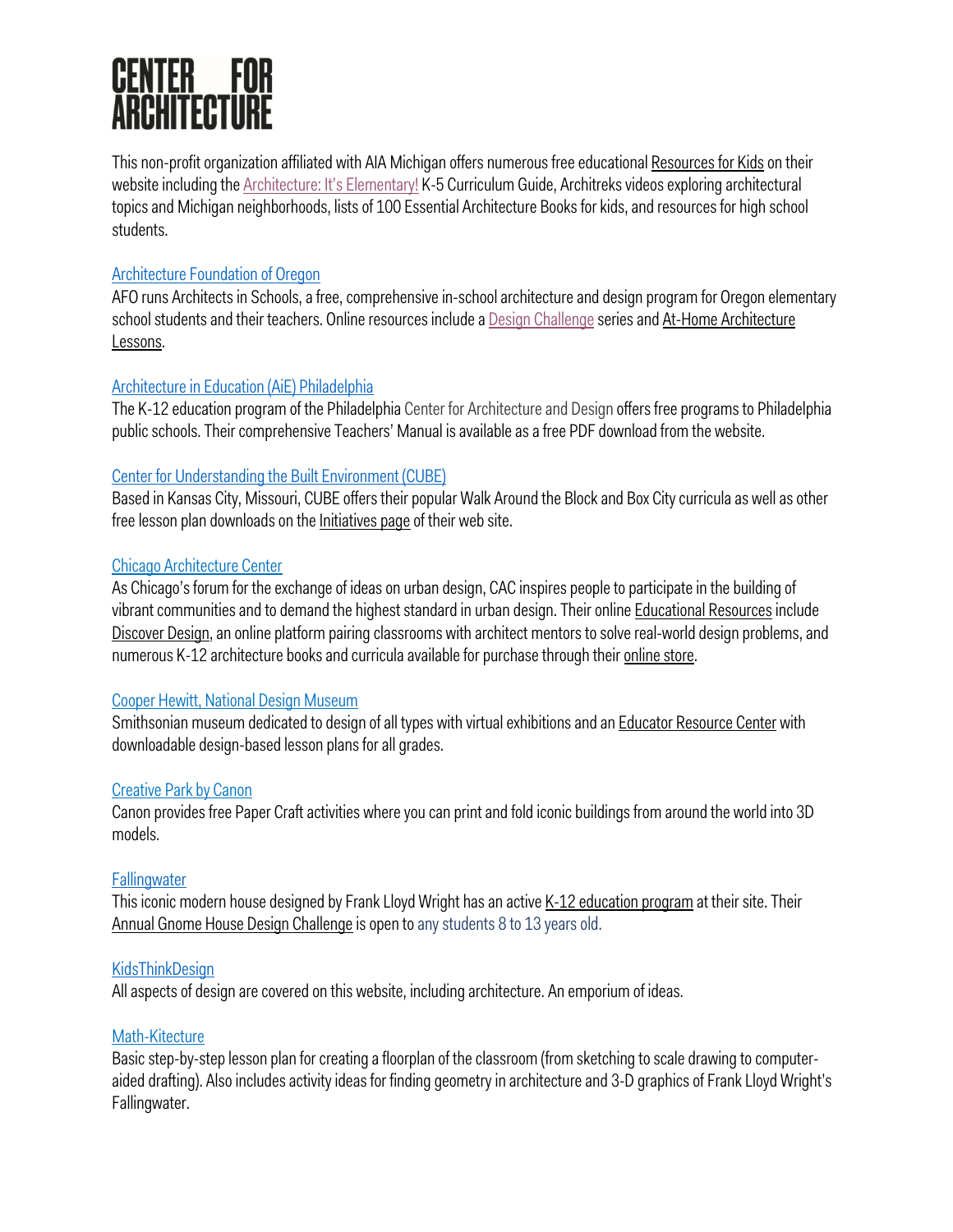## CENTER FOR ARCHITECTURE

This non-profit organization affiliated with AIA Michigan offers numerous free educational Resources for Kids on their website including the Architecture: It's Elementary! K-5 Curriculum Guide, Architreks videos exploring architectural topics and Michigan neighborhoods, lists of 100 Essential Architecture Books for kids, and resources for high school students.

### Architecture Foundation of Oregon

AFO runs Architects in Schools, a free, comprehensive in-school architecture and design program for Oregon elementary school students and their teachers. Online resources include a Design Challenge series and At-Home Architecture Lessons.

### Architecture in Education (AiE) Philadelphia

The K-12 education program of the Philadelphia Center for Architecture and Design offers free programs to Philadelphia public schools. Their comprehensive Teachers' Manual is available as a free PDF download from the website.

### Center for Understanding the Built Environment (CUBE)

Based in Kansas City, Missouri, CUBE offers their popular Walk Around the Block and Box City curricula as well as other free lesson plan downloads on the Initiatives page of their web site.

### Chicago Architecture Center

As Chicago's forum for the exchange of ideas on urban design, CAC inspires people to participate in the building of vibrant communities and to demand the highest standard in urban design. Their online Educational Resources include Discover Design, an online platform pairing classrooms with architect mentors to solve real-world design problems, and numerous K-12 architecture books and curricula available for purchase through their online store.

### Cooper Hewitt, National Design Museum

Smithsonian museum dedicated to design of all types with virtual exhibitions and an Educator Resource Center with downloadable design-based lesson plans for all grades.

### Creative Park by Canon

Canon provides free Paper Craft activities where you can print and fold iconic buildings from around the world into 3D models.

### Fallingwater

This iconic modern house designed by Frank Lloyd Wright has an active K-12 education program at their site. Their Annual Gnome House Design Challenge is open to any students 8 to 13 years old.

### KidsThinkDesign

All aspects of design are covered on this website, including architecture. An emporium of ideas.

### Math-Kitecture

Basic step-by-step lesson plan for creating a floorplan of the classroom (from sketching to scale drawing to computer-aided drafting). Also includes activity ideas for finding geometry in architecture and 3-D graphics of Frank Lloyd Wright's Fallingwater.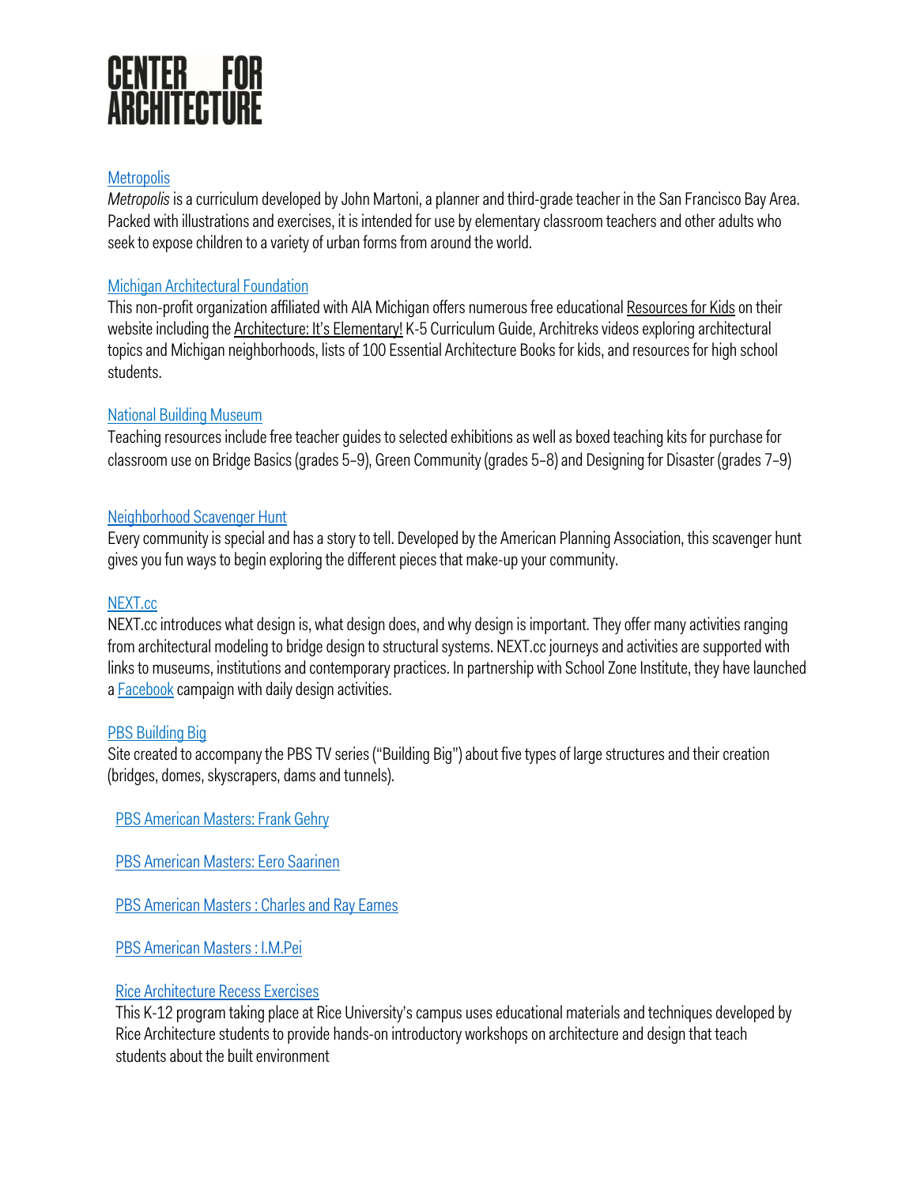[Metropolis](#)

*Metropolis* is a curriculum developed by John Martoni, a planner and third-grade teacher in the San Francisco Bay Area. Packed with illustrations and exercises, it is intended for use by elementary classroom teachers and other adults who seek to expose children to a variety of urban forms from around the world.

[Michigan Architectural Foundation](#)

This non-profit organization affiliated with AIA Michigan offers numerous free educational Resources for Kids on their website including the Architecture: It's Elementary! K-5 Curriculum Guide, Architreks videos exploring architectural topics and Michigan neighborhoods, lists of 100 Essential Architecture Books for kids, and resources for high school students.

[National Building Museum](#)

Teaching resources include free teacher guides to selected exhibitions as well as boxed teaching kits for purchase for classroom use on Bridge Basics (grades 5–9), Green Community (grades 5–8) and Designing for Disaster (grades 7–9)

[Neighborhood Scavenger Hunt](#)

Every community is special and has a story to tell. Developed by the American Planning Association, this scavenger hunt gives you fun ways to begin exploring the different pieces that make-up your community.

[NEXT.cc](#)

NEXT.cc introduces what design is, what design does, and why design is important. They offer many activities ranging from architectural modeling to bridge design to structural systems. NEXT.cc journeys and activities are supported with links to museums, institutions and contemporary practices. In partnership with School Zone Institute, they have launched a [Facebook](#) campaign with daily design activities.

[PBS Building Big](#)

Site created to accompany the PBS TV series ("Building Big") about five types of large structures and their creation (bridges, domes, skyscrapers, dams and tunnels).

[PBS American Masters: Frank Gehry](#)

[PBS American Masters: Eero Saarinen](#)

[PBS American Masters : Charles and Ray Eames](#)

[PBS American Masters : I.M.Pei](#)

[Rice Architecture Recess Exercises](#)

This K-12 program taking place at Rice University's campus uses educational materials and techniques developed by Rice Architecture students to provide hands-on introductory workshops on architecture and design that teach students about the built environment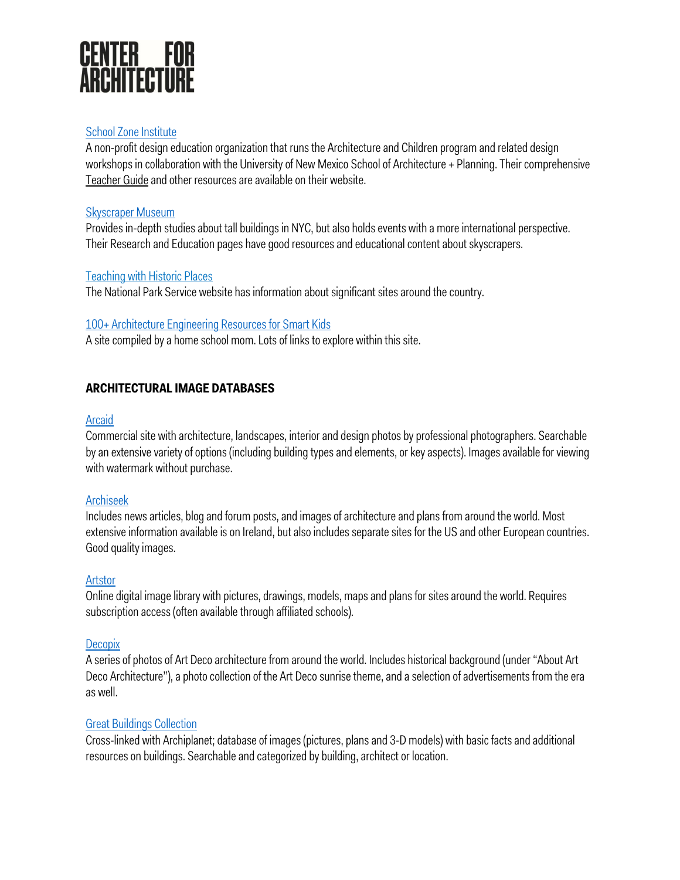[School Zone Institute]

A non-profit design education organization that runs the Architecture and Children program and related design workshops in collaboration with the University of New Mexico School of Architecture + Planning. Their comprehensive Teacher Guide and other resources are available on their website.

[Skyscraper Museum]

Provides in-depth studies about tall buildings in NYC, but also holds events with a more international perspective. Their Research and Education pages have good resources and educational content about skyscrapers.

[Teaching with Historic Places]

The National Park Service website has information about significant sites around the country.

[100+ Architecture Engineering Resources for Smart Kids]

A site compiled by a home school mom. Lots of links to explore within this site.

## ARCHITECTURAL IMAGE DATABASES

[Arcaid]

Commercial site with architecture, landscapes, interior and design photos by professional photographers. Searchable by an extensive variety of options (including building types and elements, or key aspects). Images available for viewing with watermark without purchase.

[Archiseek]

Includes news articles, blog and forum posts, and images of architecture and plans from around the world. Most extensive information available is on Ireland, but also includes separate sites for the US and other European countries. Good quality images.

[Artstor]

Online digital image library with pictures, drawings, models, maps and plans for sites around the world. Requires subscription access (often available through affiliated schools).

[Decopix]

A series of photos of Art Deco architecture from around the world. Includes historical background (under "About Art Deco Architecture"), a photo collection of the Art Deco sunrise theme, and a selection of advertisements from the era as well.

[Great Buildings Collection]

Cross-linked with Archiplanet; database of images (pictures, plans and 3-D models) with basic facts and additional resources on buildings. Searchable and categorized by building, architect or location.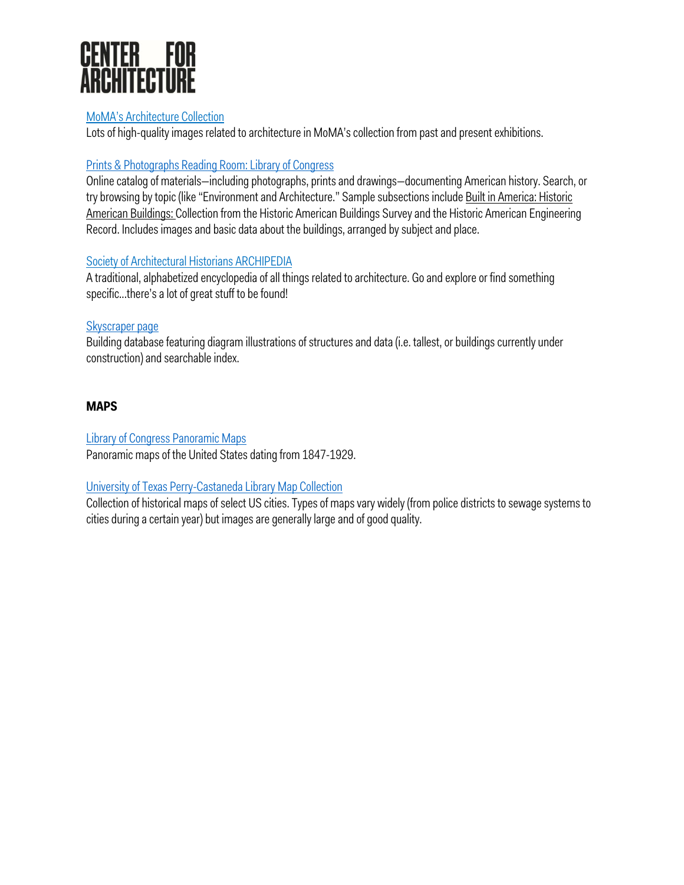MoMA's Architecture Collection
Lots of high-quality images related to architecture in MoMA's collection from past and present exhibitions.

Prints & Photographs Reading Room: Library of Congress
Online catalog of materials—including photographs, prints and drawings—documenting American history. Search, or try browsing by topic (like "Environment and Architecture." Sample subsections include Built in America: Historic American Buildings: Collection from the Historic American Buildings Survey and the Historic American Engineering Record. Includes images and basic data about the buildings, arranged by subject and place.

Society of Architectural Historians ARCHIPEDIA
A traditional, alphabetized encyclopedia of all things related to architecture. Go and explore or find something specific...there's a lot of great stuff to be found!

Skyscraper page
Building database featuring diagram illustrations of structures and data (i.e. tallest, or buildings currently under construction) and searchable index.

**MAPS**

Library of Congress Panoramic Maps
Panoramic maps of the United States dating from 1847-1929.

University of Texas Perry-Castaneda Library Map Collection
Collection of historical maps of select US cities. Types of maps vary widely (from police districts to sewage systems to cities during a certain year) but images are generally large and of good quality.